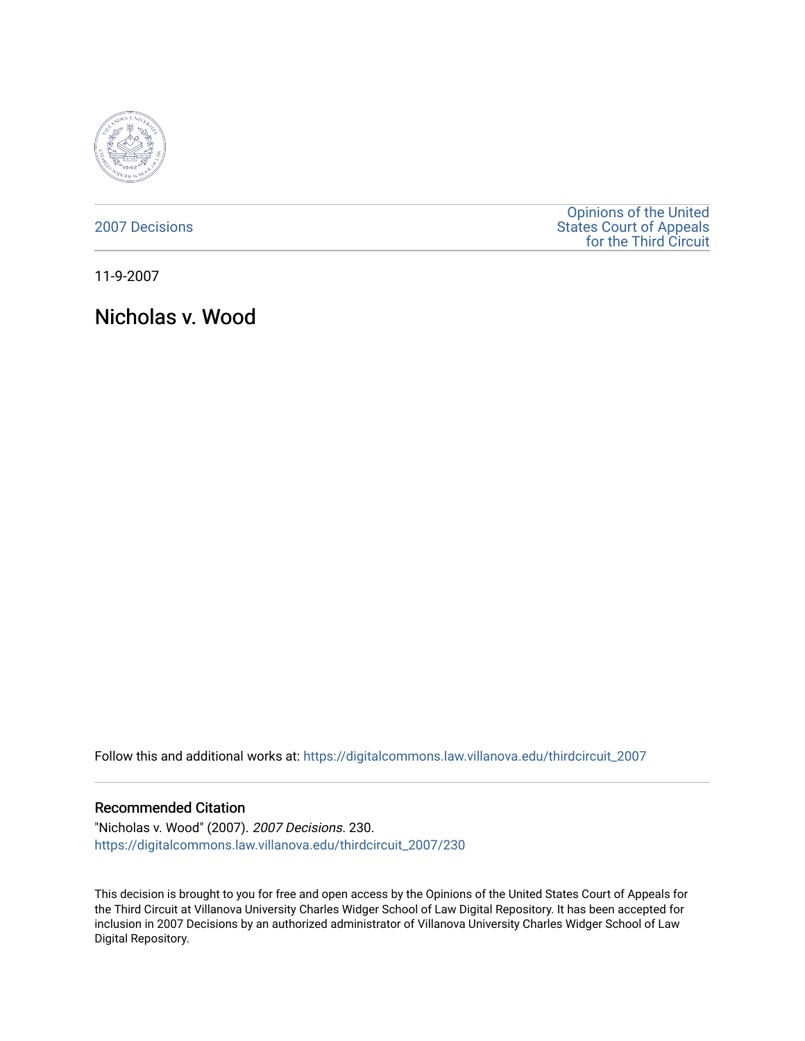2007 Decisions

Opinions of the United States Court of Appeals for the Third Circuit

11-9-2007

# Nicholas v. Wood

Follow this and additional works at: https://digitalcommons.law.villanova.edu/thirdcircuit_2007

## Recommended Citation

"Nicholas v. Wood" (2007). *2007 Decisions*. 230.
https://digitalcommons.law.villanova.edu/thirdcircuit_2007/230

This decision is brought to you for free and open access by the Opinions of the United States Court of Appeals for the Third Circuit at Villanova University Charles Widger School of Law Digital Repository. It has been accepted for inclusion in 2007 Decisions by an authorized administrator of Villanova University Charles Widger School of Law Digital Repository.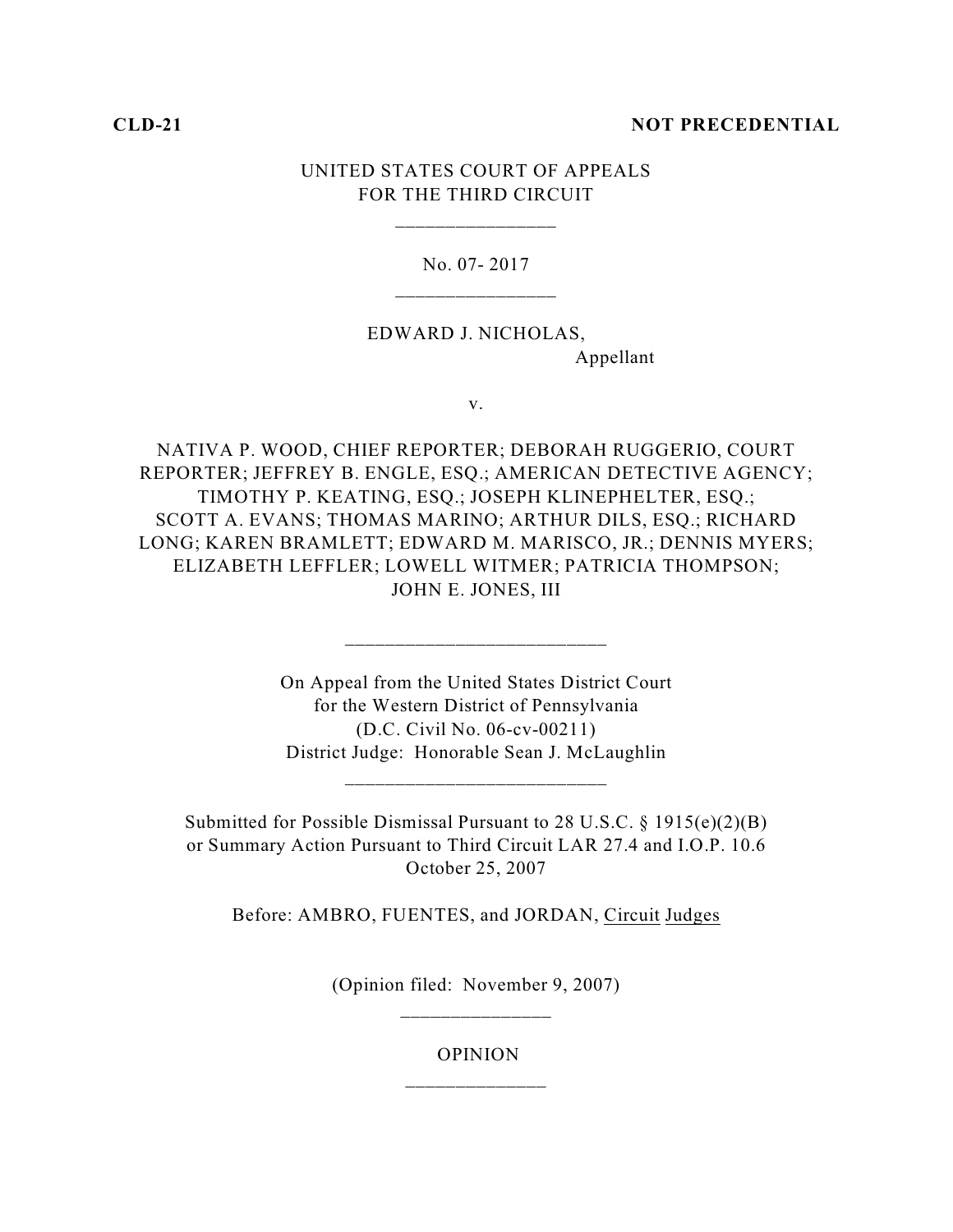**CLD-21** **NOT PRECEDENTIAL**

UNITED STATES COURT OF APPEALS
FOR THE THIRD CIRCUIT

---

No. 07- 2017

---

EDWARD J. NICHOLAS,
Appellant

v.

NATIVA P. WOOD, CHIEF REPORTER; DEBORAH RUGGERIO, COURT REPORTER; JEFFREY B. ENGLE, ESQ.; AMERICAN DETECTIVE AGENCY; TIMOTHY P. KEATING, ESQ.; JOSEPH KLINEPHELTER, ESQ.; SCOTT A. EVANS; THOMAS MARINO; ARTHUR DILS, ESQ.; RICHARD LONG; KAREN BRAMLETT; EDWARD M. MARISCO, JR.; DENNIS MYERS; ELIZABETH LEFFLER; LOWELL WITMER; PATRICIA THOMPSON; JOHN E. JONES, III

---

On Appeal from the United States District Court
for the Western District of Pennsylvania
(D.C. Civil No. 06-cv-00211)
District Judge: Honorable Sean J. McLaughlin

---

Submitted for Possible Dismissal Pursuant to 28 U.S.C. § 1915(e)(2)(B)
or Summary Action Pursuant to Third Circuit LAR 27.4 and I.O.P. 10.6
October 25, 2007

Before: AMBRO, FUENTES, and JORDAN, Circuit Judges

(Opinion filed: November 9, 2007)

---

OPINION

---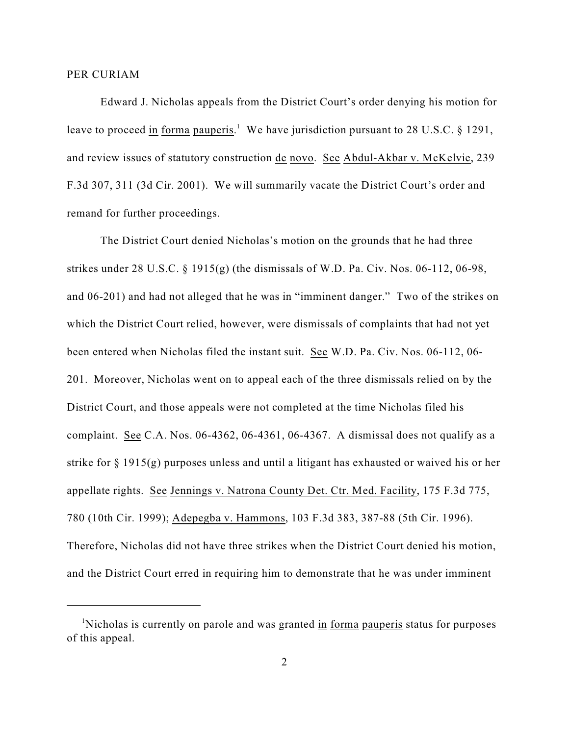PER CURIAM

Edward J. Nicholas appeals from the District Court's order denying his motion for leave to proceed in forma pauperis.[1] We have jurisdiction pursuant to 28 U.S.C. § 1291, and review issues of statutory construction de novo. See Abdul-Akbar v. McKelvie, 239 F.3d 307, 311 (3d Cir. 2001). We will summarily vacate the District Court's order and remand for further proceedings.

The District Court denied Nicholas's motion on the grounds that he had three strikes under 28 U.S.C. § 1915(g) (the dismissals of W.D. Pa. Civ. Nos. 06-112, 06-98, and 06-201) and had not alleged that he was in "imminent danger." Two of the strikes on which the District Court relied, however, were dismissals of complaints that had not yet been entered when Nicholas filed the instant suit. See W.D. Pa. Civ. Nos. 06-112, 06-201. Moreover, Nicholas went on to appeal each of the three dismissals relied on by the District Court, and those appeals were not completed at the time Nicholas filed his complaint. See C.A. Nos. 06-4362, 06-4361, 06-4367. A dismissal does not qualify as a strike for § 1915(g) purposes unless and until a litigant has exhausted or waived his or her appellate rights. See Jennings v. Natrona County Det. Ctr. Med. Facility, 175 F.3d 775, 780 (10th Cir. 1999); Adepegba v. Hammons, 103 F.3d 383, 387-88 (5th Cir. 1996). Therefore, Nicholas did not have three strikes when the District Court denied his motion, and the District Court erred in requiring him to demonstrate that he was under imminent

---

[1] Nicholas is currently on parole and was granted in forma pauperis status for purposes of this appeal.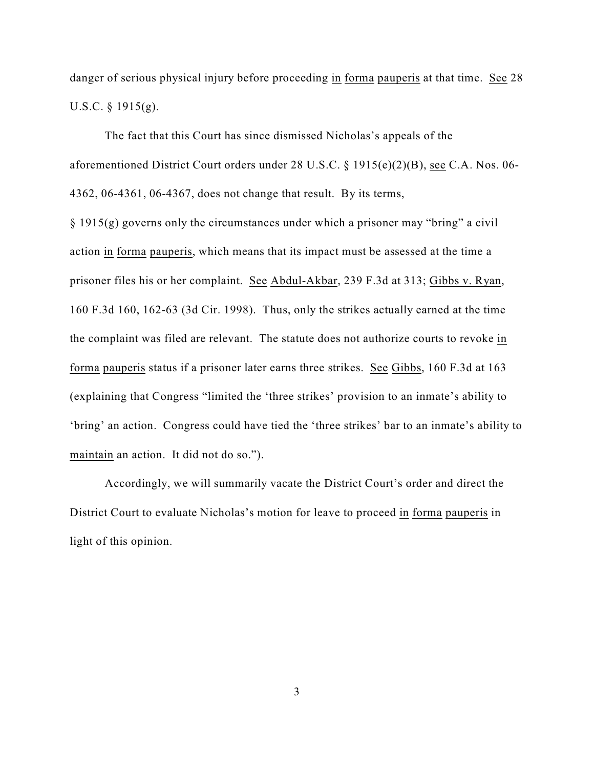danger of serious physical injury before proceeding in forma pauperis at that time. See 28 U.S.C. § 1915(g).

The fact that this Court has since dismissed Nicholas's appeals of the aforementioned District Court orders under 28 U.S.C. § 1915(e)(2)(B), see C.A. Nos. 06-4362, 06-4361, 06-4367, does not change that result. By its terms, § 1915(g) governs only the circumstances under which a prisoner may "bring" a civil action in forma pauperis, which means that its impact must be assessed at the time a prisoner files his or her complaint. See Abdul-Akbar, 239 F.3d at 313; Gibbs v. Ryan, 160 F.3d 160, 162-63 (3d Cir. 1998). Thus, only the strikes actually earned at the time the complaint was filed are relevant. The statute does not authorize courts to revoke in forma pauperis status if a prisoner later earns three strikes. See Gibbs, 160 F.3d at 163 (explaining that Congress "limited the 'three strikes' provision to an inmate's ability to 'bring' an action. Congress could have tied the 'three strikes' bar to an inmate's ability to maintain an action. It did not do so.").

Accordingly, we will summarily vacate the District Court's order and direct the District Court to evaluate Nicholas's motion for leave to proceed in forma pauperis in light of this opinion.